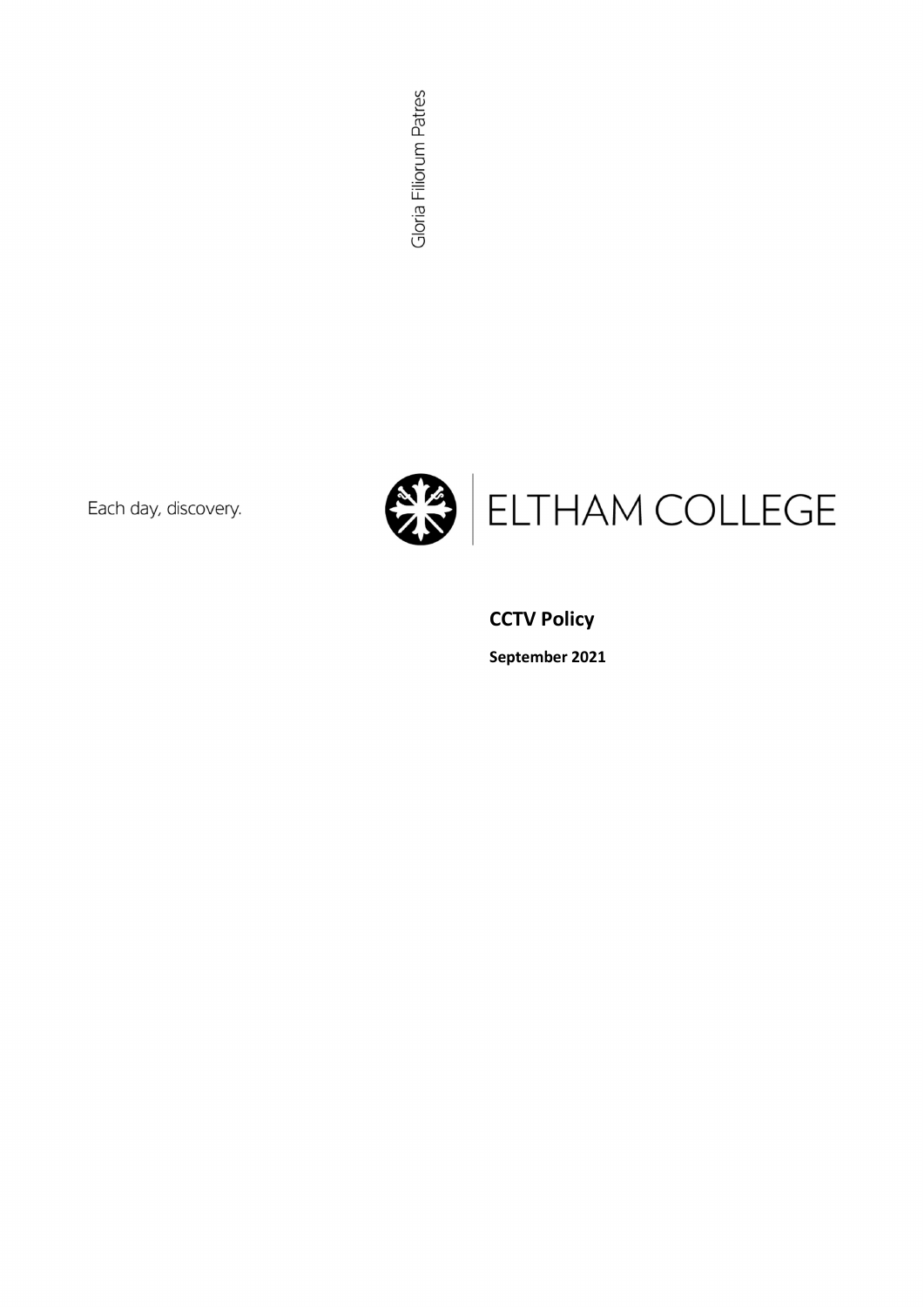Gloria Filiorum Patres

Each day, discovery.

ELTHAM COLLEGE

# CCTV Policy

**September 2021**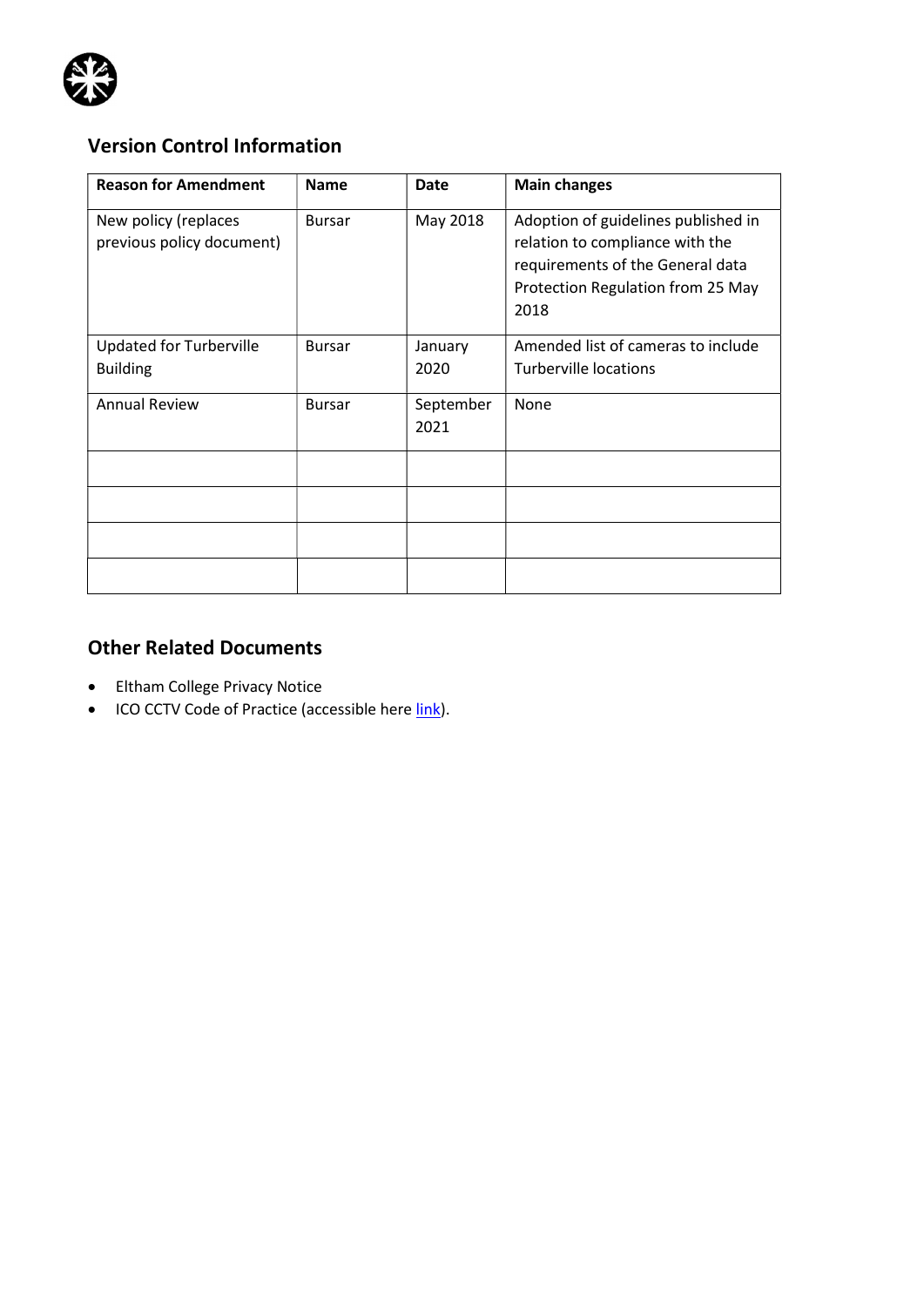## Version Control Information

| Reason for Amendment | Name | Date | Main changes |
|---|---|---|---|
| New policy (replaces previous policy document) | Bursar | May 2018 | Adoption of guidelines published in relation to compliance with the requirements of the General data Protection Regulation from 25 May 2018 |
| Updated for Turberville Building | Bursar | January 2020 | Amended list of cameras to include Turberville locations |
| Annual Review | Bursar | September 2021 | None |
| | | | |
| | | | |
| | | | |
| | | | |

## Other Related Documents

- Eltham College Privacy Notice
- ICO CCTV Code of Practice (accessible here link).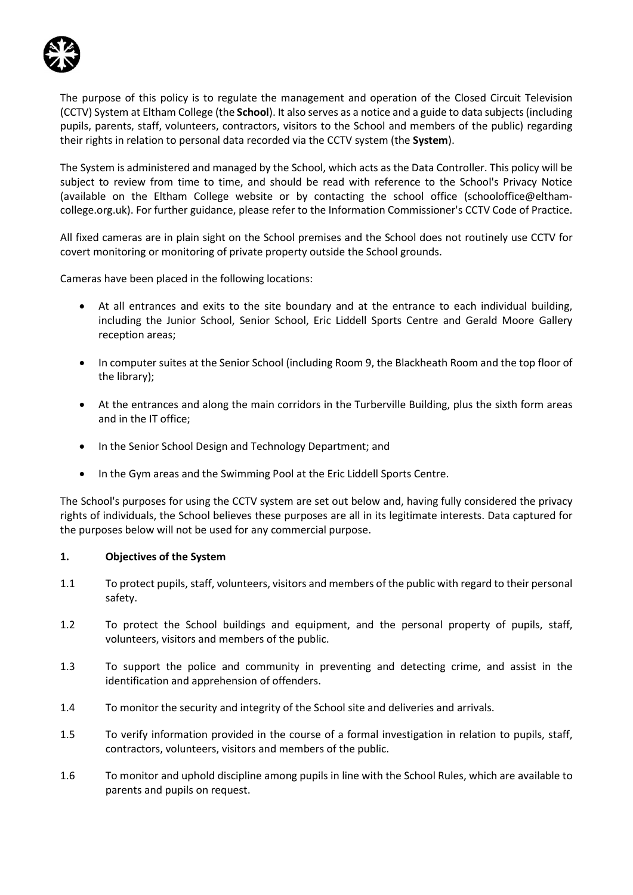The purpose of this policy is to regulate the management and operation of the Closed Circuit Television (CCTV) System at Eltham College (the **School**). It also serves as a notice and a guide to data subjects (including pupils, parents, staff, volunteers, contractors, visitors to the School and members of the public) regarding their rights in relation to personal data recorded via the CCTV system (the **System**).

The System is administered and managed by the School, which acts as the Data Controller. This policy will be subject to review from time to time, and should be read with reference to the School's Privacy Notice (available on the Eltham College website or by contacting the school office (schooloffice@eltham-college.org.uk). For further guidance, please refer to the Information Commissioner's CCTV Code of Practice.

All fixed cameras are in plain sight on the School premises and the School does not routinely use CCTV for covert monitoring or monitoring of private property outside the School grounds.

Cameras have been placed in the following locations:

- At all entrances and exits to the site boundary and at the entrance to each individual building, including the Junior School, Senior School, Eric Liddell Sports Centre and Gerald Moore Gallery reception areas;
- In computer suites at the Senior School (including Room 9, the Blackheath Room and the top floor of the library);
- At the entrances and along the main corridors in the Turberville Building, plus the sixth form areas and in the IT office;
- In the Senior School Design and Technology Department; and
- In the Gym areas and the Swimming Pool at the Eric Liddell Sports Centre.

The School's purposes for using the CCTV system are set out below and, having fully considered the privacy rights of individuals, the School believes these purposes are all in its legitimate interests. Data captured for the purposes below will not be used for any commercial purpose.

## 1. Objectives of the System

1.1 To protect pupils, staff, volunteers, visitors and members of the public with regard to their personal safety.

1.2 To protect the School buildings and equipment, and the personal property of pupils, staff, volunteers, visitors and members of the public.

1.3 To support the police and community in preventing and detecting crime, and assist in the identification and apprehension of offenders.

1.4 To monitor the security and integrity of the School site and deliveries and arrivals.

1.5 To verify information provided in the course of a formal investigation in relation to pupils, staff, contractors, volunteers, visitors and members of the public.

1.6 To monitor and uphold discipline among pupils in line with the School Rules, which are available to parents and pupils on request.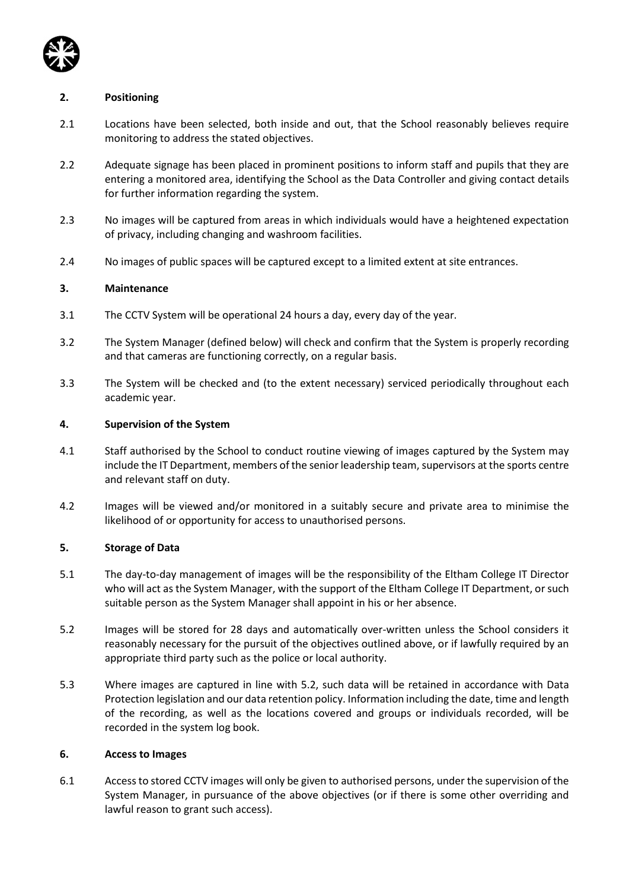## 2. Positioning

2.1 Locations have been selected, both inside and out, that the School reasonably believes require monitoring to address the stated objectives.

2.2 Adequate signage has been placed in prominent positions to inform staff and pupils that they are entering a monitored area, identifying the School as the Data Controller and giving contact details for further information regarding the system.

2.3 No images will be captured from areas in which individuals would have a heightened expectation of privacy, including changing and washroom facilities.

2.4 No images of public spaces will be captured except to a limited extent at site entrances.

## 3. Maintenance

3.1 The CCTV System will be operational 24 hours a day, every day of the year.

3.2 The System Manager (defined below) will check and confirm that the System is properly recording and that cameras are functioning correctly, on a regular basis.

3.3 The System will be checked and (to the extent necessary) serviced periodically throughout each academic year.

## 4. Supervision of the System

4.1 Staff authorised by the School to conduct routine viewing of images captured by the System may include the IT Department, members of the senior leadership team, supervisors at the sports centre and relevant staff on duty.

4.2 Images will be viewed and/or monitored in a suitably secure and private area to minimise the likelihood of or opportunity for access to unauthorised persons.

## 5. Storage of Data

5.1 The day-to-day management of images will be the responsibility of the Eltham College IT Director who will act as the System Manager, with the support of the Eltham College IT Department, or such suitable person as the System Manager shall appoint in his or her absence.

5.2 Images will be stored for 28 days and automatically over-written unless the School considers it reasonably necessary for the pursuit of the objectives outlined above, or if lawfully required by an appropriate third party such as the police or local authority.

5.3 Where images are captured in line with 5.2, such data will be retained in accordance with Data Protection legislation and our data retention policy. Information including the date, time and length of the recording, as well as the locations covered and groups or individuals recorded, will be recorded in the system log book.

## 6. Access to Images

6.1 Access to stored CCTV images will only be given to authorised persons, under the supervision of the System Manager, in pursuance of the above objectives (or if there is some other overriding and lawful reason to grant such access).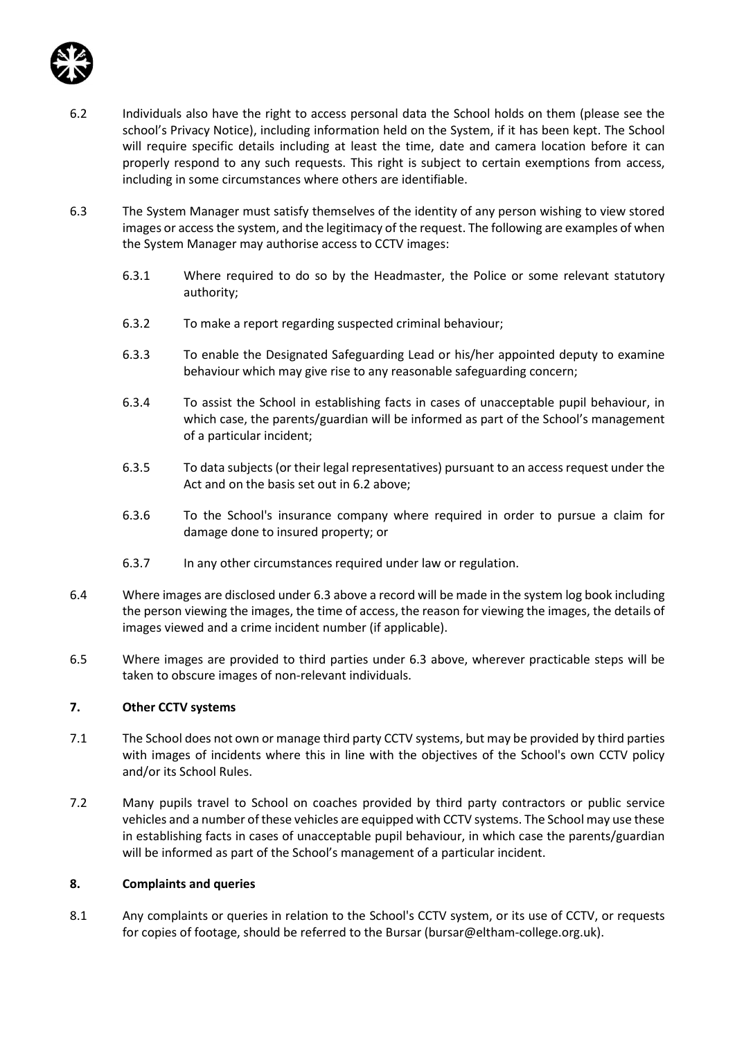6.2 Individuals also have the right to access personal data the School holds on them (please see the school's Privacy Notice), including information held on the System, if it has been kept. The School will require specific details including at least the time, date and camera location before it can properly respond to any such requests. This right is subject to certain exemptions from access, including in some circumstances where others are identifiable.

6.3 The System Manager must satisfy themselves of the identity of any person wishing to view stored images or access the system, and the legitimacy of the request. The following are examples of when the System Manager may authorise access to CCTV images:

- 6.3.1 Where required to do so by the Headmaster, the Police or some relevant statutory authority;
- 6.3.2 To make a report regarding suspected criminal behaviour;
- 6.3.3 To enable the Designated Safeguarding Lead or his/her appointed deputy to examine behaviour which may give rise to any reasonable safeguarding concern;
- 6.3.4 To assist the School in establishing facts in cases of unacceptable pupil behaviour, in which case, the parents/guardian will be informed as part of the School's management of a particular incident;
- 6.3.5 To data subjects (or their legal representatives) pursuant to an access request under the Act and on the basis set out in 6.2 above;
- 6.3.6 To the School's insurance company where required in order to pursue a claim for damage done to insured property; or
- 6.3.7 In any other circumstances required under law or regulation.

6.4 Where images are disclosed under 6.3 above a record will be made in the system log book including the person viewing the images, the time of access, the reason for viewing the images, the details of images viewed and a crime incident number (if applicable).

6.5 Where images are provided to third parties under 6.3 above, wherever practicable steps will be taken to obscure images of non-relevant individuals.

## 7. Other CCTV systems

7.1 The School does not own or manage third party CCTV systems, but may be provided by third parties with images of incidents where this in line with the objectives of the School's own CCTV policy and/or its School Rules.

7.2 Many pupils travel to School on coaches provided by third party contractors or public service vehicles and a number of these vehicles are equipped with CCTV systems. The School may use these in establishing facts in cases of unacceptable pupil behaviour, in which case the parents/guardian will be informed as part of the School's management of a particular incident.

## 8. Complaints and queries

8.1 Any complaints or queries in relation to the School's CCTV system, or its use of CCTV, or requests for copies of footage, should be referred to the Bursar (bursar@eltham-college.org.uk).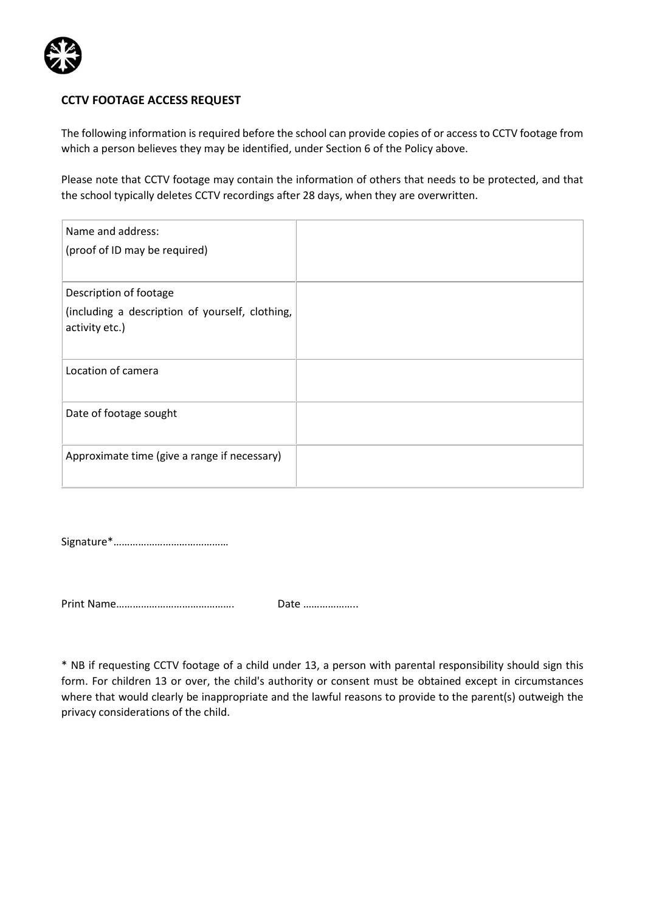**CCTV FOOTAGE ACCESS REQUEST**

The following information is required before the school can provide copies of or access to CCTV footage from which a person believes they may be identified, under Section 6 of the Policy above.

Please note that CCTV footage may contain the information of others that needs to be protected, and that the school typically deletes CCTV recordings after 28 days, when they are overwritten.

| | |
|---|---|
| Name and address:<br>(proof of ID may be required) | |
| Description of footage<br>(including a description of yourself, clothing, activity etc.) | |
| Location of camera | |
| Date of footage sought | |
| Approximate time (give a range if necessary) | |

Signature*……………………………………

Print Name……………………………………. Date ………………..

* NB if requesting CCTV footage of a child under 13, a person with parental responsibility should sign this form. For children 13 or over, the child's authority or consent must be obtained except in circumstances where that would clearly be inappropriate and the lawful reasons to provide to the parent(s) outweigh the privacy considerations of the child.